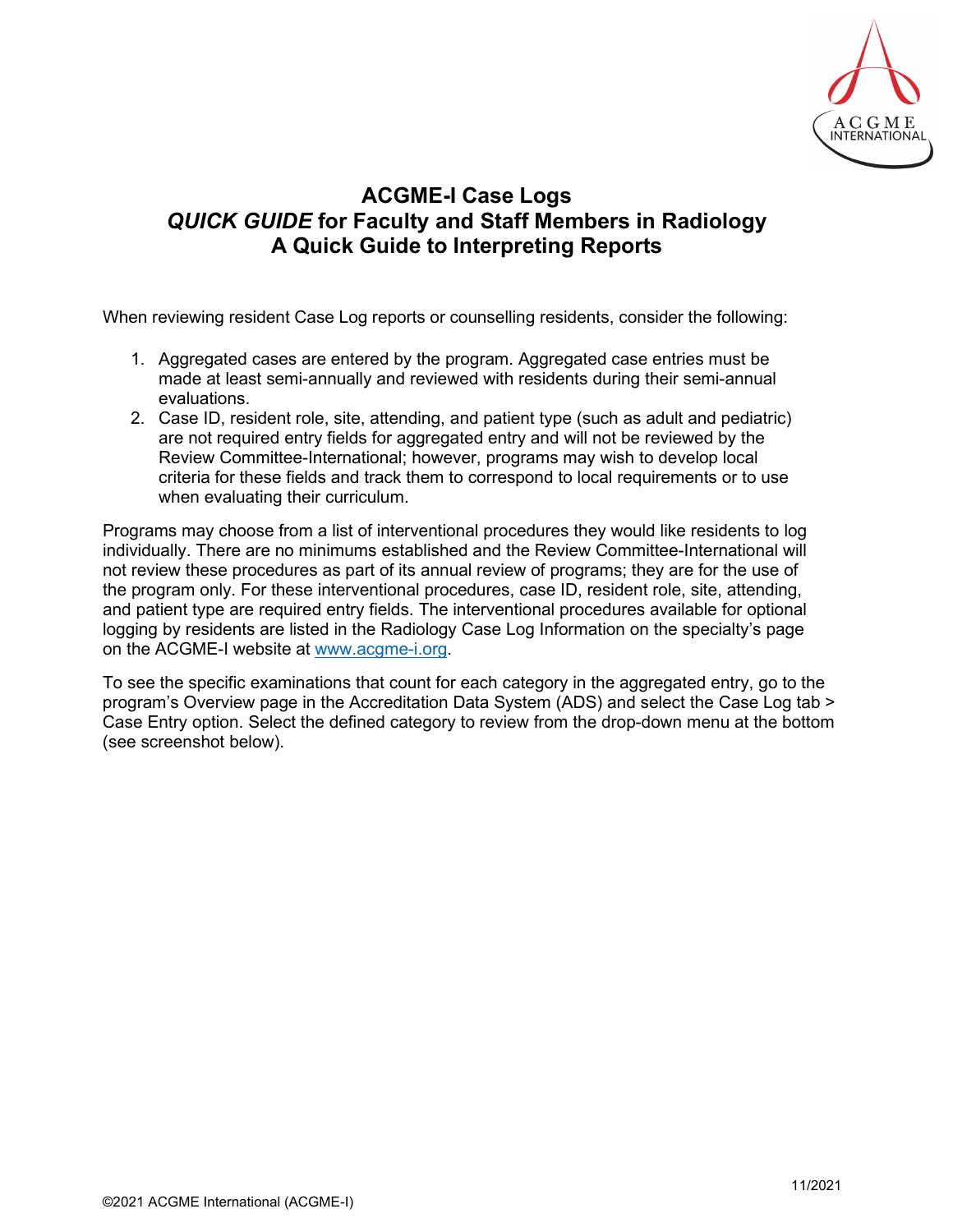# ACGME-I Case Logs
## *QUICK GUIDE* for Faculty and Staff Members in Radiology
## A Quick Guide to Interpreting Reports

When reviewing resident Case Log reports or counselling residents, consider the following:

1. Aggregated cases are entered by the program. Aggregated case entries must be made at least semi-annually and reviewed with residents during their semi-annual evaluations.
2. Case ID, resident role, site, attending, and patient type (such as adult and pediatric) are not required entry fields for aggregated entry and will not be reviewed by the Review Committee-International; however, programs may wish to develop local criteria for these fields and track them to correspond to local requirements or to use when evaluating their curriculum.

Programs may choose from a list of interventional procedures they would like residents to log individually. There are no minimums established and the Review Committee-International will not review these procedures as part of its annual review of programs; they are for the use of the program only. For these interventional procedures, case ID, resident role, site, attending, and patient type are required entry fields. The interventional procedures available for optional logging by residents are listed in the Radiology Case Log Information on the specialty's page on the ACGME-I website at [www.acgme-i.org](www.acgme-i.org).

To see the specific examinations that count for each category in the aggregated entry, go to the program's Overview page in the Accreditation Data System (ADS) and select the Case Log tab > Case Entry option. Select the defined category to review from the drop-down menu at the bottom (see screenshot below).

11/2021

©2021 ACGME International (ACGME-I)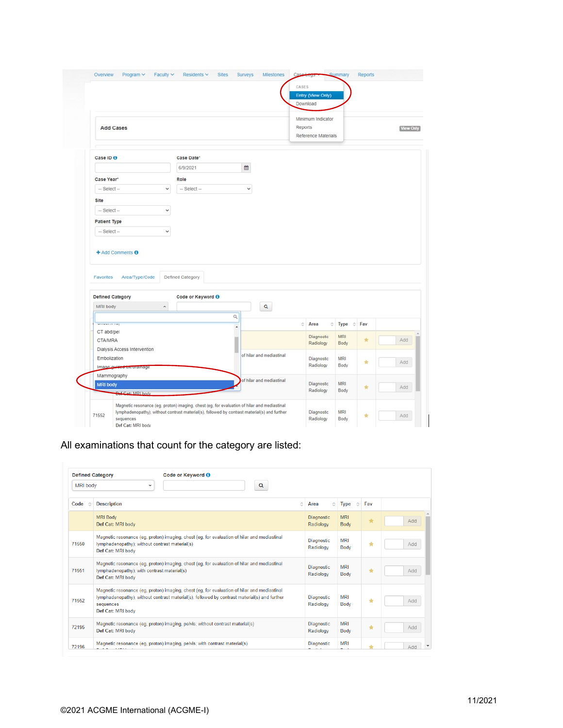Overview Program Faculty Residents Sites Surveys Milestones Case Logs Summary Reports

CASES
Entry (View Only)
Download

Minimum Indicator
Reports
Reference Materials

Add Cases View Only

Case ID
Case Date*
6/9/2021
Case Year*
-- Select --
Role
-- Select --
Site
-- Select --
Patient Type
-- Select --

+ Add Comments

Favorites Area/Type/Code Defined Category

Defined Category: MRI body
Code or Keyword

CT abd/pel
CTA/MRA
Dialysis Access Intervention
Embolization
Image guided bx/drainage
Mammography
MRI body

All examinations that count for the category are listed:

Defined Category: MRI body
Code or Keyword

| Code | Description | Area | Type | Fav | |
|---|---|---|---|---|---|
| | MRI Body<br>Def Cat: MRI body | Diagnostic Radiology | MRI Body | ★ | Add |
| 71550 | Magnetic resonance (eg, proton) imaging, chest (eg, for evaluation of hilar and mediastinal lymphadenopathy); without contrast material(s)<br>Def Cat: MRI body | Diagnostic Radiology | MRI Body | ★ | Add |
| 71551 | Magnetic resonance (eg, proton) imaging, chest (eg, for evaluation of hilar and mediastinal lymphadenopathy); with contrast material(s)<br>Def Cat: MRI body | Diagnostic Radiology | MRI Body | ★ | Add |
| 71552 | Magnetic resonance (eg, proton) imaging, chest (eg, for evaluation of hilar and mediastinal lymphadenopathy); without contrast material(s), followed by contrast material(s) and further sequences<br>Def Cat: MRI body | Diagnostic Radiology | MRI Body | ★ | Add |
| 72195 | Magnetic resonance (eg, proton) imaging, pelvis; without contrast material(s)<br>Def Cat: MRI body | Diagnostic Radiology | MRI Body | ★ | Add |
| 72196 | Magnetic resonance (eg, proton) imaging, pelvis; with contrast material(s) | Diagnostic | MRI | ★ | Add |

©2021 ACGME International (ACGME-I)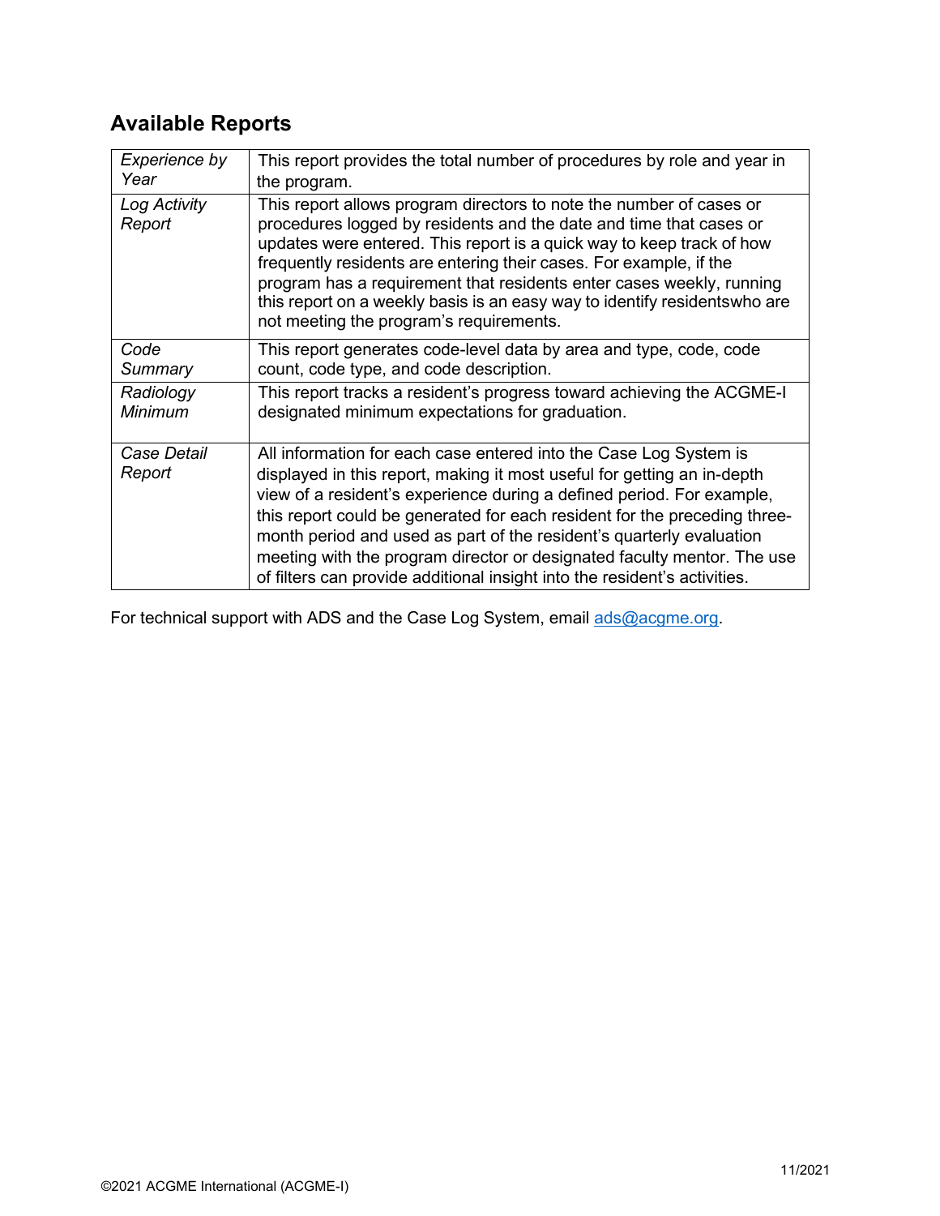## Available Reports

| | |
|---|---|
| *Experience by Year* | This report provides the total number of procedures by role and year in the program. |
| *Log Activity Report* | This report allows program directors to note the number of cases or procedures logged by residents and the date and time that cases or updates were entered. This report is a quick way to keep track of how frequently residents are entering their cases. For example, if the program has a requirement that residents enter cases weekly, running this report on a weekly basis is an easy way to identify residentswho are not meeting the program's requirements. |
| *Code Summary* | This report generates code-level data by area and type, code, code count, code type, and code description. |
| *Radiology Minimum* | This report tracks a resident's progress toward achieving the ACGME-I designated minimum expectations for graduation. |
| *Case Detail Report* | All information for each case entered into the Case Log System is displayed in this report, making it most useful for getting an in-depth view of a resident's experience during a defined period. For example, this report could be generated for each resident for the preceding three-month period and used as part of the resident's quarterly evaluation meeting with the program director or designated faculty mentor. The use of filters can provide additional insight into the resident's activities. |

For technical support with ADS and the Case Log System, email [ads@acgme.org](mailto:ads@acgme.org).